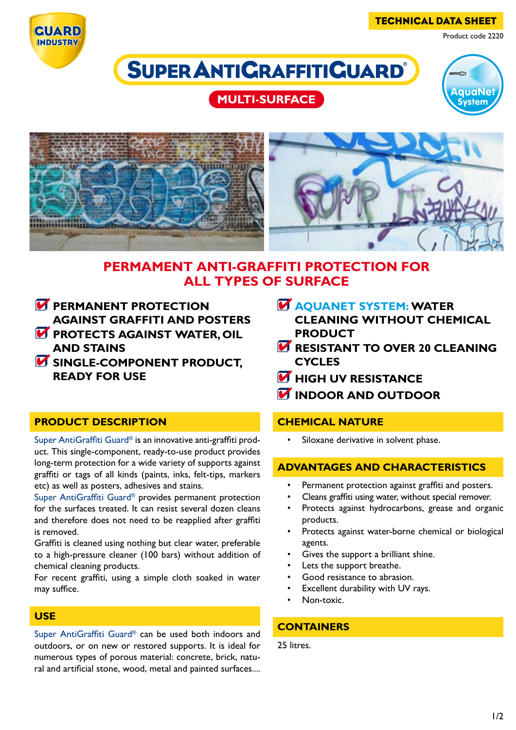TECHNICAL DATA SHEET

Product code 2220

# SUPER ANTIGRAFFITIGUARD®

**MULTI-SURFACE**

## PERMANENT ANTI-GRAFFITI PROTECTION FOR ALL TYPES OF SURFACE

- **PERMANENT PROTECTION AGAINST GRAFFITI AND POSTERS**
- **PROTECTS AGAINST WATER, OIL AND STAINS**
- **SINGLE-COMPONENT PRODUCT, READY FOR USE**
- **AQUANET SYSTEM: WATER CLEANING WITHOUT CHEMICAL PRODUCT**
- **RESISTANT TO OVER 20 CLEANING CYCLES**
- **HIGH UV RESISTANCE**
- **INDOOR AND OUTDOOR**

## PRODUCT DESCRIPTION

Super AntiGraffiti Guard® is an innovative anti-graffiti product. This single-component, ready-to-use product provides long-term protection for a wide variety of supports against graffiti or tags of all kinds (paints, inks, felt-tips, markers etc) as well as posters, adhesives and stains.

Super AntiGraffiti Guard® provides permanent protection for the surfaces treated. It can resist several dozen cleans and therefore does not need to be reapplied after graffiti is removed.

Graffiti is cleaned using nothing but clear water, preferable to a high-pressure cleaner (100 bars) without addition of chemical cleaning products.

For recent graffiti, using a simple cloth soaked in water may suffice.

## USE

Super AntiGraffiti Guard® can be used both indoors and outdoors, or on new or restored supports. It is ideal for numerous types of porous material: concrete, brick, natural and artificial stone, wood, metal and painted surfaces....

## CHEMICAL NATURE

- Siloxane derivative in solvent phase.

## ADVANTAGES AND CHARACTERISTICS

- Permanent protection against graffiti and posters.
- Cleans graffiti using water, without special remover.
- Protects against hydrocarbons, grease and organic products.
- Protects against water-borne chemical or biological agents.
- Gives the support a brilliant shine.
- Lets the support breathe.
- Good resistance to abrasion.
- Excellent durability with UV rays.
- Non-toxic.

## CONTAINERS

25 litres.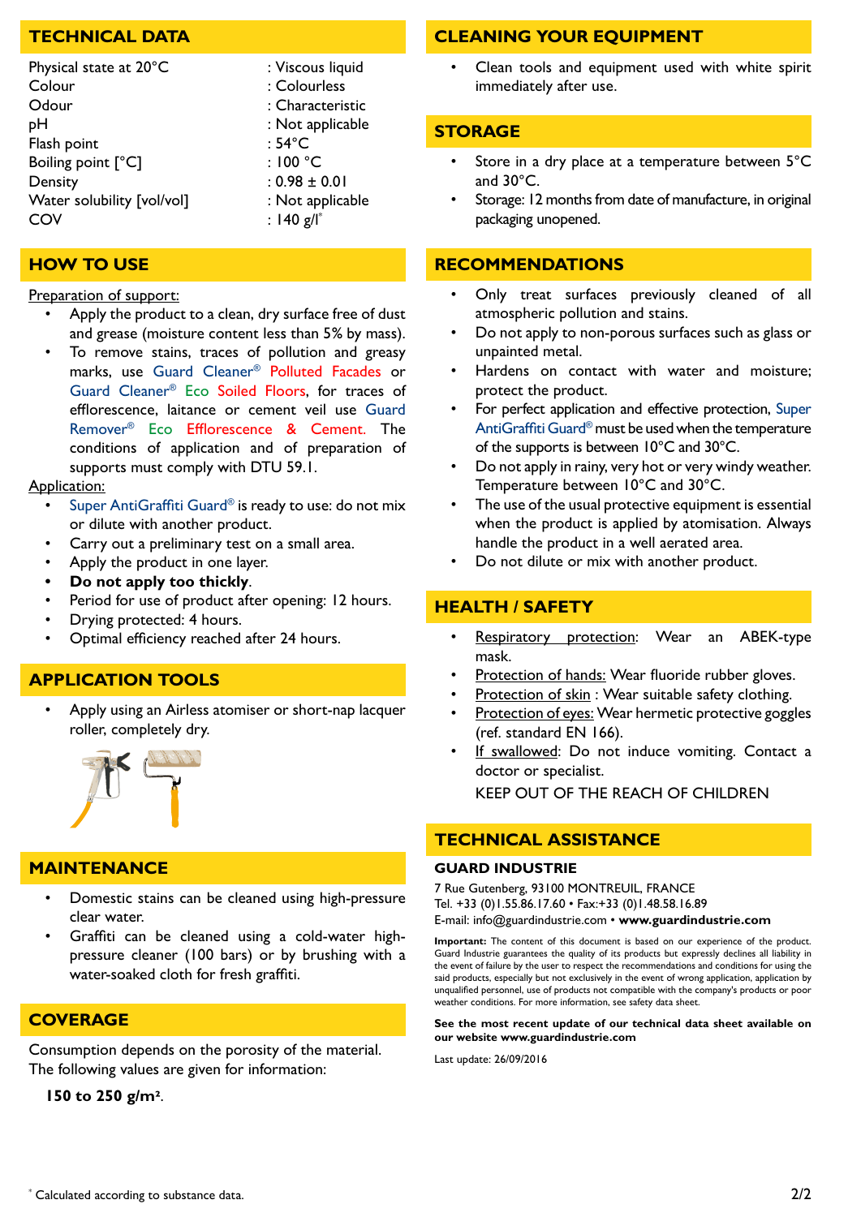## TECHNICAL DATA

| | |
|---|---|
| Physical state at 20°C | : Viscous liquid |
| Colour | : Colourless |
| Odour | : Characteristic |
| pH | : Not applicable |
| Flash point | : 54°C |
| Boiling point [°C] | : 100 °C |
| Density | : 0.98 ± 0.01 |
| Water solubility [vol/vol] | : Not applicable |
| COV | : 140 g/l* |

## HOW TO USE

Preparation of support:

- Apply the product to a clean, dry surface free of dust and grease (moisture content less than 5% by mass).
- To remove stains, traces of pollution and greasy marks, use Guard Cleaner® Polluted Facades or Guard Cleaner® Eco Soiled Floors, for traces of efflorescence, laitance or cement veil use Guard Remover® Eco Efflorescence & Cement. The conditions of application and of preparation of supports must comply with DTU 59.1.

Application:

- Super AntiGraffiti Guard® is ready to use: do not mix or dilute with another product.
- Carry out a preliminary test on a small area.
- Apply the product in one layer.
- **Do not apply too thickly**.
- Period for use of product after opening: 12 hours.
- Drying protected: 4 hours.
- Optimal efficiency reached after 24 hours.

## APPLICATION TOOLS

- Apply using an Airless atomiser or short-nap lacquer roller, completely dry.

## MAINTENANCE

- Domestic stains can be cleaned using high-pressure clear water.
- Graffiti can be cleaned using a cold-water high-pressure cleaner (100 bars) or by brushing with a water-soaked cloth for fresh graffiti.

## COVERAGE

Consumption depends on the porosity of the material. The following values are given for information:

**150 to 250 g/m²**.

## CLEANING YOUR EQUIPMENT

- Clean tools and equipment used with white spirit immediately after use.

## STORAGE

- Store in a dry place at a temperature between 5°C and 30°C.
- Storage: 12 months from date of manufacture, in original packaging unopened.

## RECOMMENDATIONS

- Only treat surfaces previously cleaned of all atmospheric pollution and stains.
- Do not apply to non-porous surfaces such as glass or unpainted metal.
- Hardens on contact with water and moisture; protect the product.
- For perfect application and effective protection, Super AntiGraffiti Guard® must be used when the temperature of the supports is between 10°C and 30°C.
- Do not apply in rainy, very hot or very windy weather. Temperature between 10°C and 30°C.
- The use of the usual protective equipment is essential when the product is applied by atomisation. Always handle the product in a well aerated area.
- Do not dilute or mix with another product.

## HEALTH / SAFETY

- Respiratory protection: Wear an ABEK-type mask.
- Protection of hands: Wear fluoride rubber gloves.
- Protection of skin : Wear suitable safety clothing.
- Protection of eyes: Wear hermetic protective goggles (ref. standard EN 166).
- If swallowed: Do not induce vomiting. Contact a doctor or specialist.

KEEP OUT OF THE REACH OF CHILDREN

## TECHNICAL ASSISTANCE

**GUARD INDUSTRIE**

7 Rue Gutenberg, 93100 MONTREUIL, FRANCE
Tel. +33 (0)1.55.86.17.60 • Fax:+33 (0)1.48.58.16.89
E-mail: info@guardindustrie.com • **www.guardindustrie.com**

**Important:** The content of this document is based on our experience of the product. Guard Industrie guarantees the quality of its products but expressly declines all liability in the event of failure by the user to respect the recommendations and conditions for using the said products, especially but not exclusively in the event of wrong application, application by unqualified personnel, use of products not compatible with the company's products or poor weather conditions. For more information, see safety data sheet.

**See the most recent update of our technical data sheet available on our website www.guardindustrie.com**

Last update: 26/09/2016

* Calculated according to substance data.